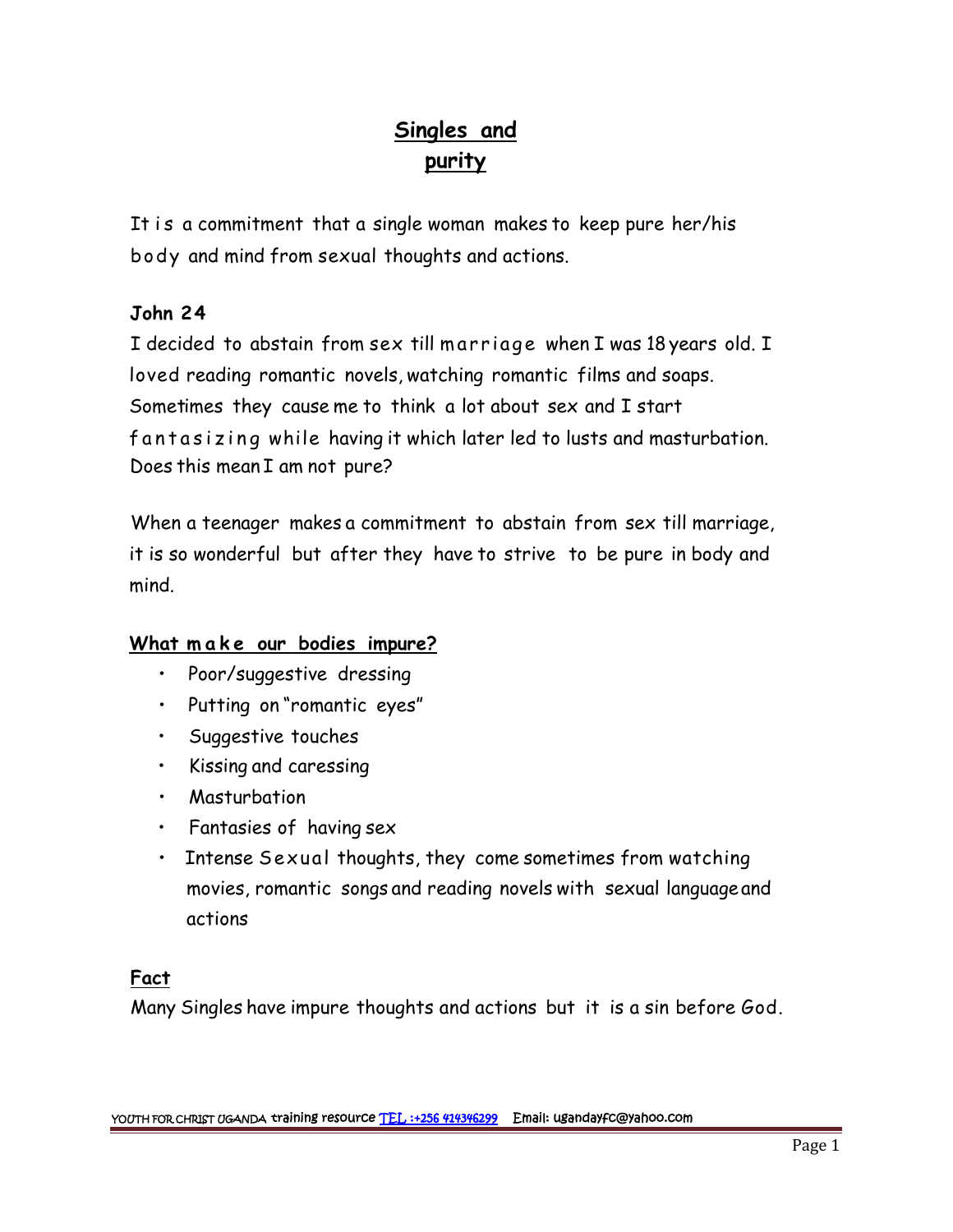# Singles and purity

It is a commitment that a single woman makes to keep pure her/his body and mind from sexual thoughts and actions.

**John 24**

I decided to abstain from sex till marriage when I was 18 years old. I loved reading romantic novels, watching romantic films and soaps. Sometimes they cause me to think a lot about sex and I start fantasizing while having it which later led to lusts and masturbation. Does this mean I am not pure?

When a teenager makes a commitment to abstain from sex till marriage, it is so wonderful but after they have to strive to be pure in body and mind.

## What make our bodies impure?

- Poor/suggestive dressing
- Putting on "romantic eyes"
- Suggestive touches
- Kissing and caressing
- Masturbation
- Fantasies of having sex
- Intense Sexual thoughts, they come sometimes from watching movies, romantic songs and reading novels with sexual language and actions

## Fact

Many Singles have impure thoughts and actions but it is a sin before God.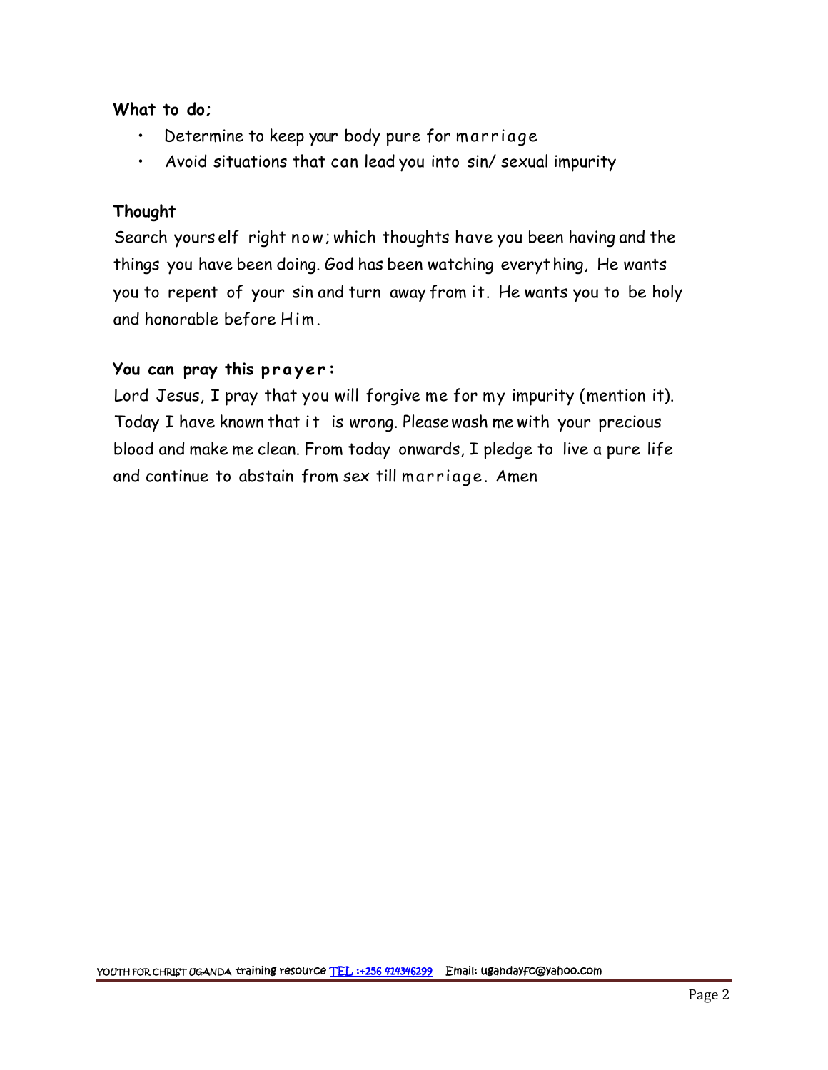**What to do;**

- Determine to keep your body pure for marriage
- Avoid situations that can lead you into sin/ sexual impurity

**Thought**

Search yourself right now; which thoughts have you been having and the things you have been doing. God has been watching everything, He wants you to repent of your sin and turn away from it. He wants you to be holy and honorable before Him.

**You can pray this prayer:**

Lord Jesus, I pray that you will forgive me for my impurity (mention it). Today I have known that it is wrong. Please wash me with your precious blood and make me clean. From today onwards, I pledge to live a pure life and continue to abstain from sex till marriage. Amen

YOUTH FOR CHRIST UGANDA training resource TEL :+256 414346299 Email: ugandayfc@yahoo.com